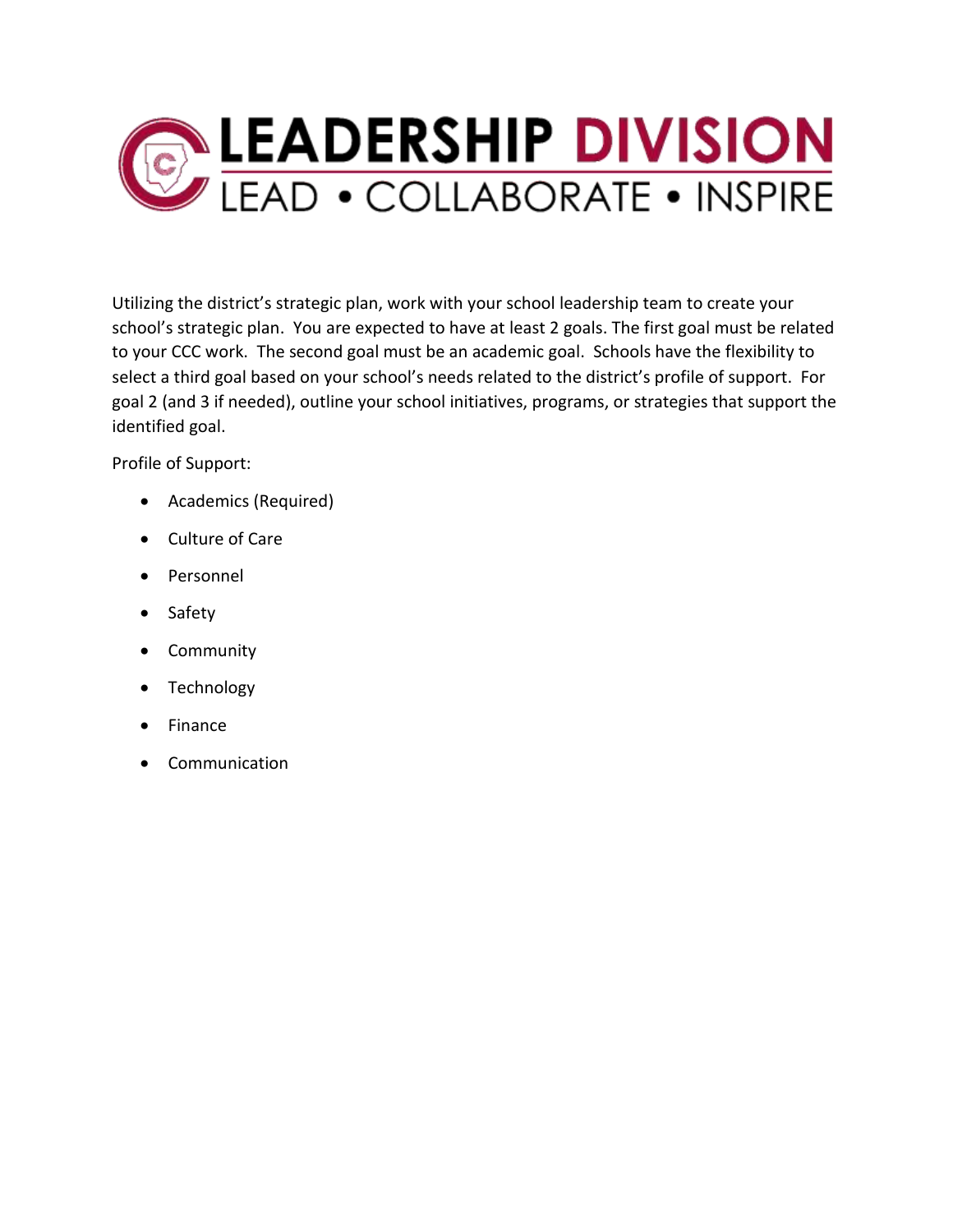# LEADERSHIP DIVISION

LEAD • COLLABORATE • INSPIRE

Utilizing the district's strategic plan, work with your school leadership team to create your school's strategic plan. You are expected to have at least 2 goals. The first goal must be related to your CCC work. The second goal must be an academic goal. Schools have the flexibility to select a third goal based on your school's needs related to the district's profile of support. For goal 2 (and 3 if needed), outline your school initiatives, programs, or strategies that support the identified goal.

Profile of Support:

- Academics (Required)
- Culture of Care
- Personnel
- Safety
- Community
- Technology
- Finance
- Communication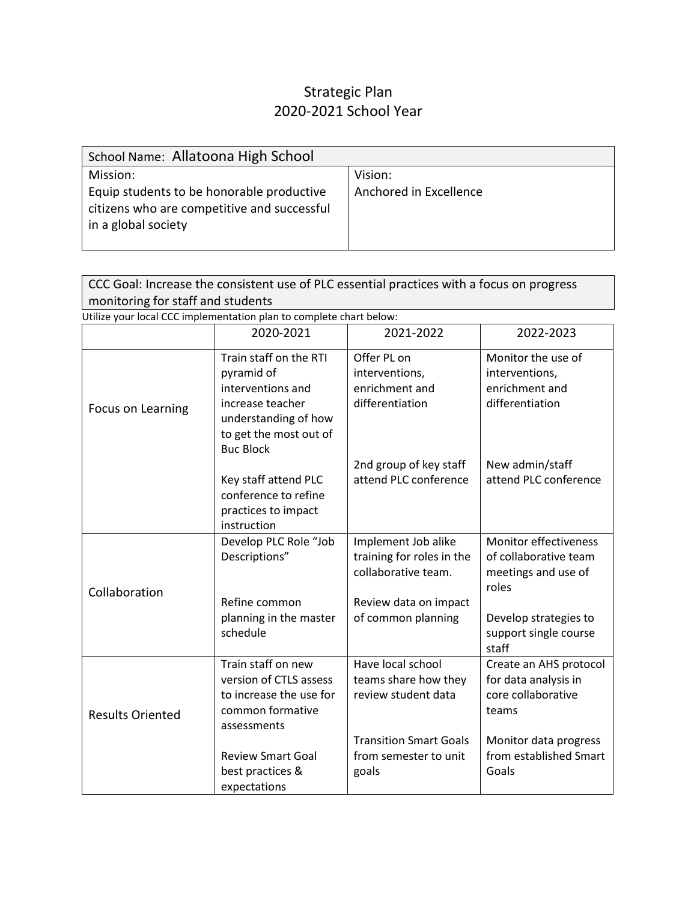# Strategic Plan
## 2020-2021 School Year

| School Name: Allatoona High School | |
|---|---|
| Mission:<br>Equip students to be honorable productive citizens who are competitive and successful in a global society | Vision:<br>Anchored in Excellence |

| CCC Goal: Increase the consistent use of PLC essential practices with a focus on progress monitoring for staff and students |
|---|

Utilize your local CCC implementation plan to complete chart below:

| | 2020-2021 | 2021-2022 | 2022-2023 |
|---|---|---|---|
| Focus on Learning | Train staff on the RTI pyramid of interventions and increase teacher understanding of how to get the most out of Buc Block<br><br>Key staff attend PLC conference to refine practices to impact instruction | Offer PL on interventions, enrichment and differentiation<br><br>2nd group of key staff attend PLC conference | Monitor the use of interventions, enrichment and differentiation<br><br>New admin/staff attend PLC conference |
| Collaboration | Develop PLC Role "Job Descriptions"<br><br>Refine common planning in the master schedule | Implement Job alike training for roles in the collaborative team.<br><br>Review data on impact of common planning | Monitor effectiveness of collaborative team meetings and use of roles<br><br>Develop strategies to support single course staff |
| Results Oriented | Train staff on new version of CTLS assess to increase the use for common formative assessments<br><br>Review Smart Goal best practices & expectations | Have local school teams share how they review student data<br><br>Transition Smart Goals from semester to unit goals | Create an AHS protocol for data analysis in core collaborative teams<br><br>Monitor data progress from established Smart Goals |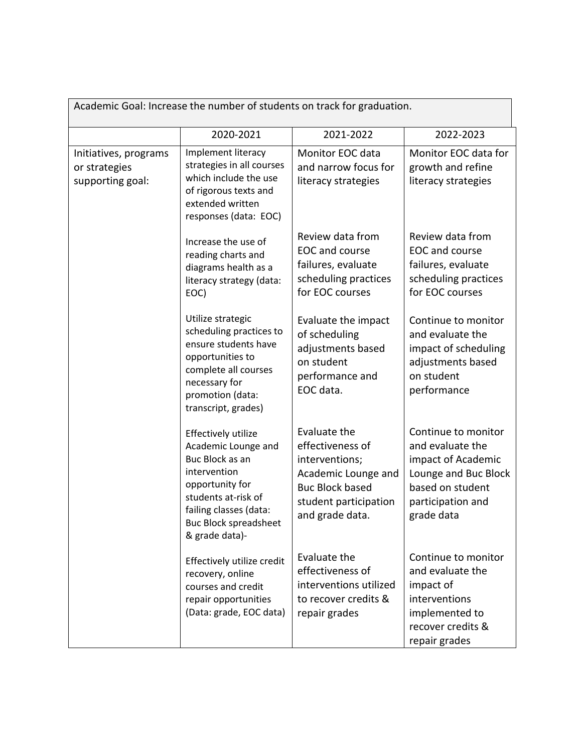| Academic Goal: Increase the number of students on track for graduation. | | | |
|---|---|---|---|
| | 2020-2021 | 2021-2022 | 2022-2023 |
| Initiatives, programs or strategies supporting goal: | Implement literacy strategies in all courses which include the use of rigorous texts and extended written responses (data: EOC) | Monitor EOC data and narrow focus for literacy strategies | Monitor EOC data for growth and refine literacy strategies |
| | Increase the use of reading charts and diagrams health as a literacy strategy (data: EOC) | Review data from EOC and course failures, evaluate scheduling practices for EOC courses | Review data from EOC and course failures, evaluate scheduling practices for EOC courses |
| | Utilize strategic scheduling practices to ensure students have opportunities to complete all courses necessary for promotion (data: transcript, grades) | Evaluate the impact of scheduling adjustments based on student performance and EOC data. | Continue to monitor and evaluate the impact of scheduling adjustments based on student performance |
| | Effectively utilize Academic Lounge and Buc Block as an intervention opportunity for students at-risk of failing classes (data: Buc Block spreadsheet & grade data)- | Evaluate the effectiveness of interventions; Academic Lounge and Buc Block based student participation and grade data. | Continue to monitor and evaluate the impact of Academic Lounge and Buc Block based on student participation and grade data |
| | Effectively utilize credit recovery, online courses and credit repair opportunities (Data: grade, EOC data) | Evaluate the effectiveness of interventions utilized to recover credits & repair grades | Continue to monitor and evaluate the impact of interventions implemented to recover credits & repair grades |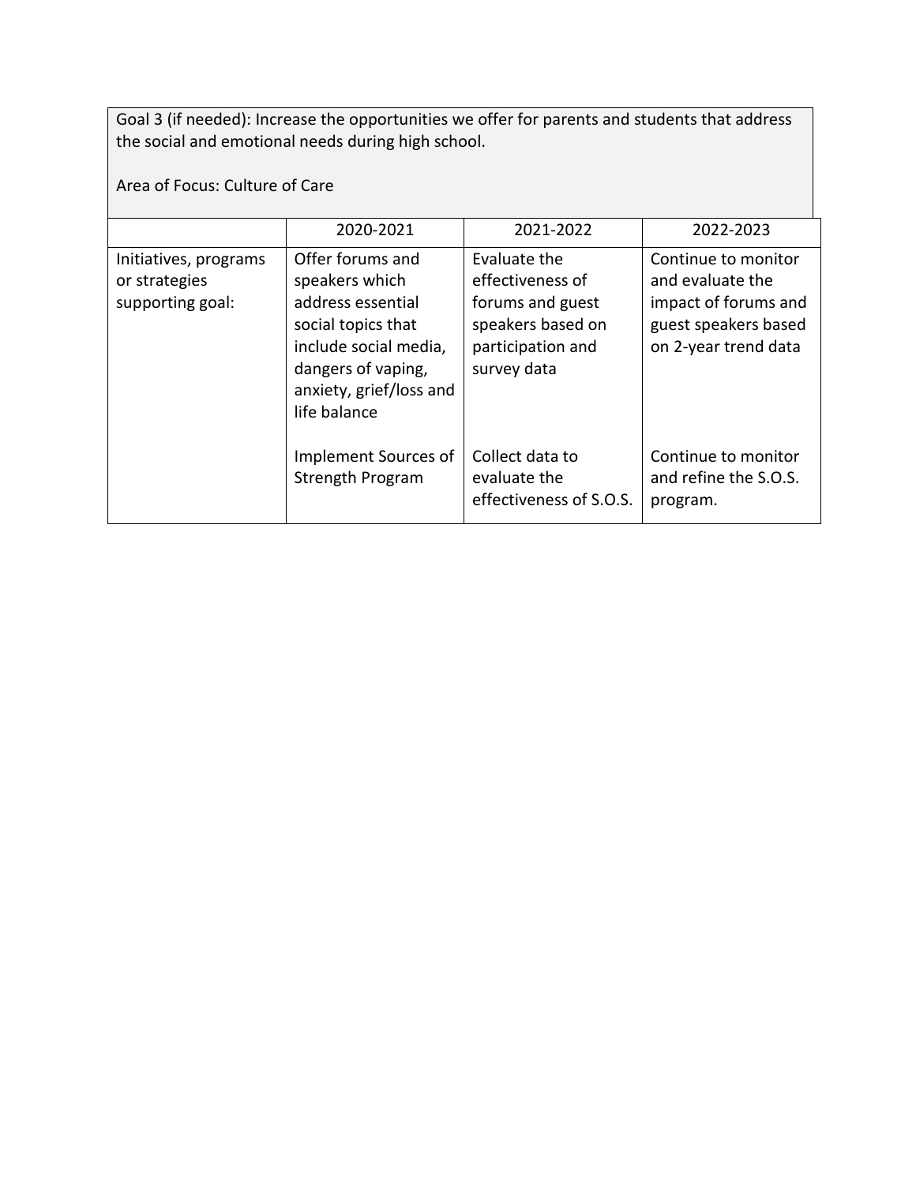Goal 3 (if needed): Increase the opportunities we offer for parents and students that address the social and emotional needs during high school.

Area of Focus: Culture of Care

| | 2020-2021 | 2021-2022 | 2022-2023 |
|---|---|---|---|
| Initiatives, programs or strategies supporting goal: | Offer forums and speakers which address essential social topics that include social media, dangers of vaping, anxiety, grief/loss and life balance | Evaluate the effectiveness of forums and guest speakers based on participation and survey data | Continue to monitor and evaluate the impact of forums and guest speakers based on 2-year trend data |
| | Implement Sources of Strength Program | Collect data to evaluate the effectiveness of S.O.S. | Continue to monitor and refine the S.O.S. program. |